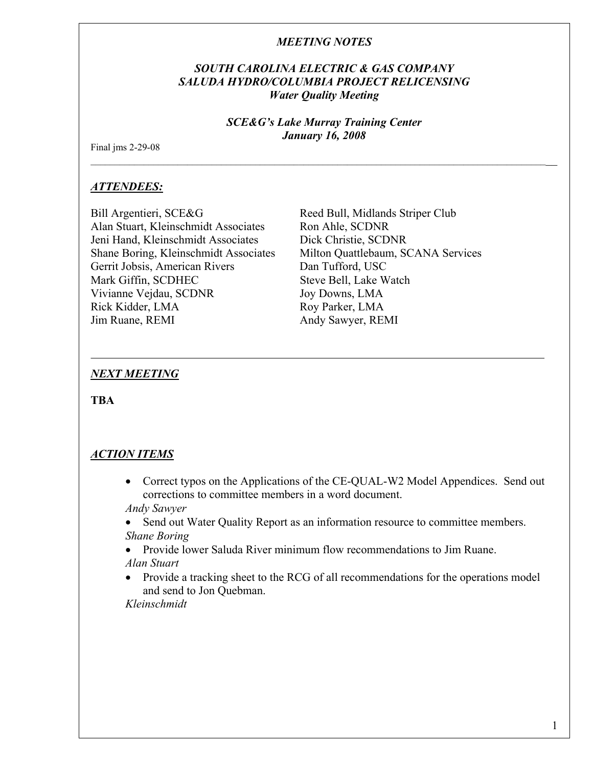*MEETING NOTES*

***SOUTH CAROLINA ELECTRIC & GAS COMPANY***
***SALUDA HYDRO/COLUMBIA PROJECT RELICENSING***
***Water Quality Meeting***

***SCE&G's Lake Murray Training Center***
***January 16, 2008***

Final jms 2-29-08

---

## *ATTENDEES:*

Bill Argentieri, SCE&G
Alan Stuart, Kleinschmidt Associates
Jeni Hand, Kleinschmidt Associates
Shane Boring, Kleinschmidt Associates
Gerrit Jobsis, American Rivers
Mark Giffin, SCDHEC
Vivianne Vejdau, SCDNR
Rick Kidder, LMA
Jim Ruane, REMI
Reed Bull, Midlands Striper Club
Ron Ahle, SCDNR
Dick Christie, SCDNR
Milton Quattlebaum, SCANA Services
Dan Tufford, USC
Steve Bell, Lake Watch
Joy Downs, LMA
Roy Parker, LMA
Andy Sawyer, REMI

---

## *NEXT MEETING*

**TBA**

## *ACTION ITEMS*

- Correct typos on the Applications of the CE-QUAL-W2 Model Appendices. Send out corrections to committee members in a word document.
  *Andy Sawyer*
- Send out Water Quality Report as an information resource to committee members.
  *Shane Boring*
- Provide lower Saluda River minimum flow recommendations to Jim Ruane.
  *Alan Stuart*
- Provide a tracking sheet to the RCG of all recommendations for the operations model and send to Jon Quebman.
  *Kleinschmidt*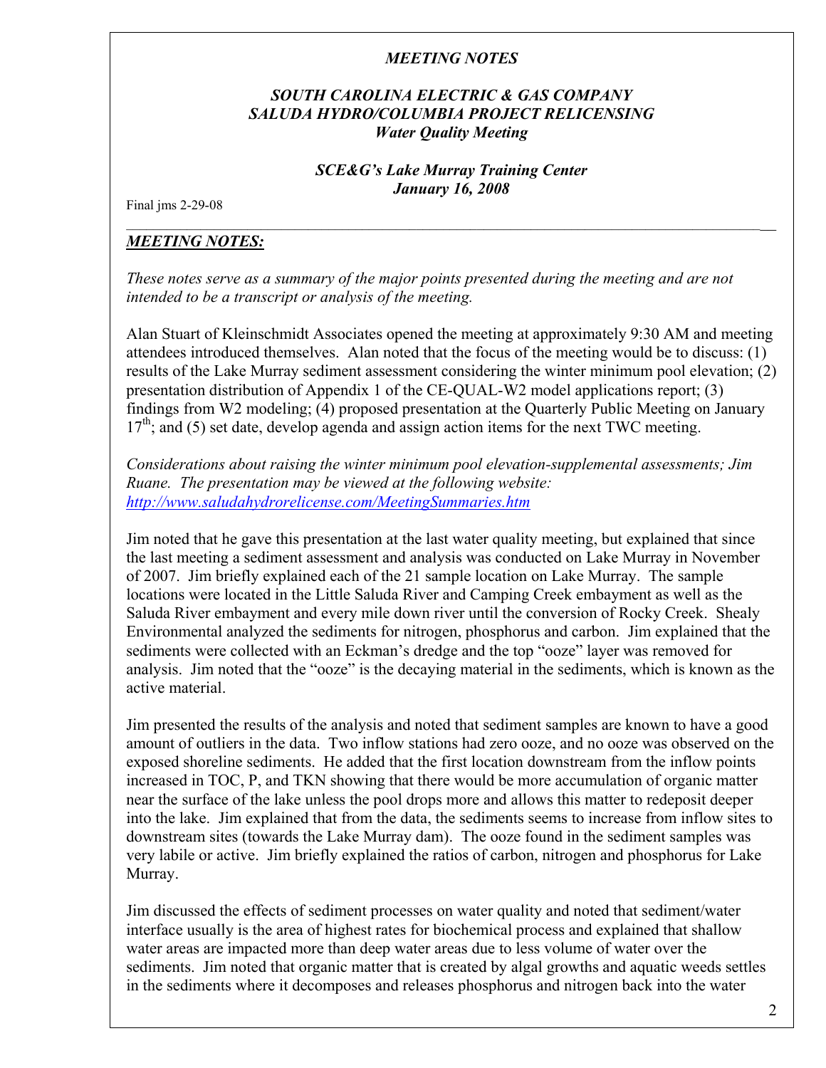*MEETING NOTES*

***SOUTH CAROLINA ELECTRIC & GAS COMPANY***
***SALUDA HYDRO/COLUMBIA PROJECT RELICENSING***
***Water Quality Meeting***

***SCE&G's Lake Murray Training Center***
***January 16, 2008***

Final jms 2-29-08

---

## ***MEETING NOTES:***

*These notes serve as a summary of the major points presented during the meeting and are not intended to be a transcript or analysis of the meeting.*

Alan Stuart of Kleinschmidt Associates opened the meeting at approximately 9:30 AM and meeting attendees introduced themselves. Alan noted that the focus of the meeting would be to discuss: (1) results of the Lake Murray sediment assessment considering the winter minimum pool elevation; (2) presentation distribution of Appendix 1 of the CE-QUAL-W2 model applications report; (3) findings from W2 modeling; (4) proposed presentation at the Quarterly Public Meeting on January $17^{th}$; and (5) set date, develop agenda and assign action items for the next TWC meeting.

*Considerations about raising the winter minimum pool elevation-supplemental assessments; Jim Ruane. The presentation may be viewed at the following website: http://www.saludahydrorelicense.com/MeetingSummaries.htm*

Jim noted that he gave this presentation at the last water quality meeting, but explained that since the last meeting a sediment assessment and analysis was conducted on Lake Murray in November of 2007. Jim briefly explained each of the 21 sample location on Lake Murray. The sample locations were located in the Little Saluda River and Camping Creek embayment as well as the Saluda River embayment and every mile down river until the conversion of Rocky Creek. Shealy Environmental analyzed the sediments for nitrogen, phosphorus and carbon. Jim explained that the sediments were collected with an Eckman's dredge and the top "ooze" layer was removed for analysis. Jim noted that the "ooze" is the decaying material in the sediments, which is known as the active material.

Jim presented the results of the analysis and noted that sediment samples are known to have a good amount of outliers in the data. Two inflow stations had zero ooze, and no ooze was observed on the exposed shoreline sediments. He added that the first location downstream from the inflow points increased in TOC, P, and TKN showing that there would be more accumulation of organic matter near the surface of the lake unless the pool drops more and allows this matter to redeposit deeper into the lake. Jim explained that from the data, the sediments seems to increase from inflow sites to downstream sites (towards the Lake Murray dam). The ooze found in the sediment samples was very labile or active. Jim briefly explained the ratios of carbon, nitrogen and phosphorus for Lake Murray.

Jim discussed the effects of sediment processes on water quality and noted that sediment/water interface usually is the area of highest rates for biochemical process and explained that shallow water areas are impacted more than deep water areas due to less volume of water over the sediments. Jim noted that organic matter that is created by algal growths and aquatic weeds settles in the sediments where it decomposes and releases phosphorus and nitrogen back into the water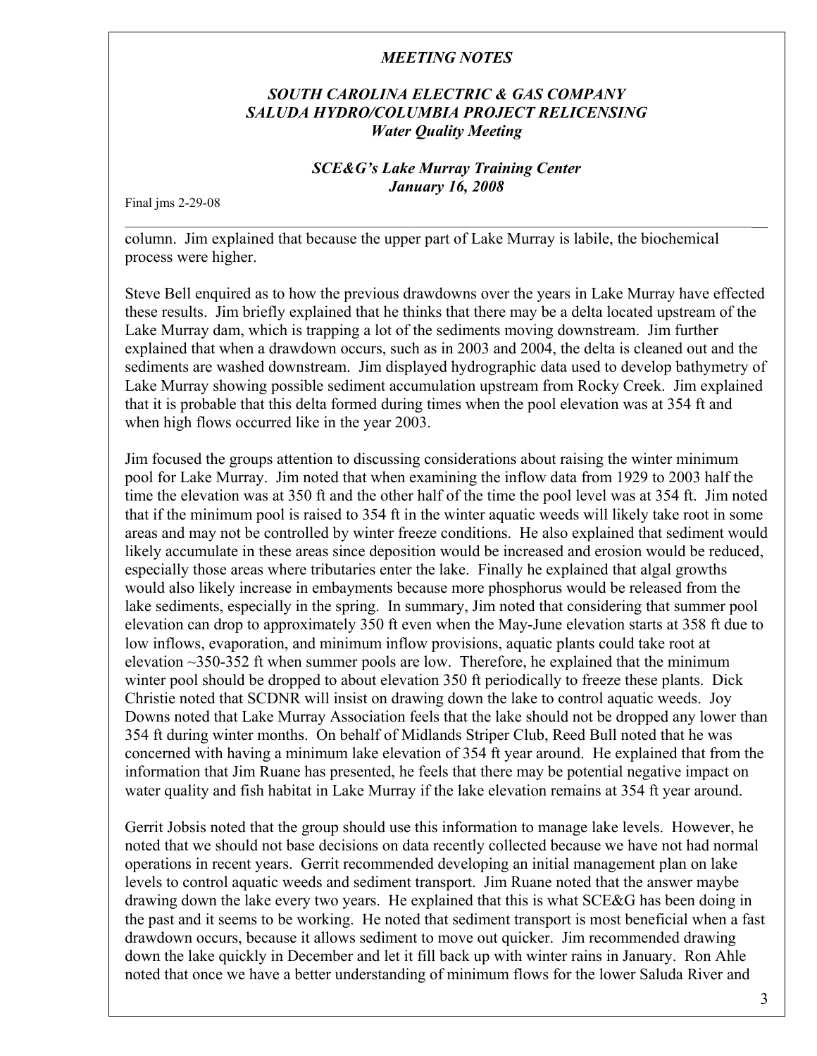column. Jim explained that because the upper part of Lake Murray is labile, the biochemical process were higher.

Steve Bell enquired as to how the previous drawdowns over the years in Lake Murray have effected these results. Jim briefly explained that he thinks that there may be a delta located upstream of the Lake Murray dam, which is trapping a lot of the sediments moving downstream. Jim further explained that when a drawdown occurs, such as in 2003 and 2004, the delta is cleaned out and the sediments are washed downstream. Jim displayed hydrographic data used to develop bathymetry of Lake Murray showing possible sediment accumulation upstream from Rocky Creek. Jim explained that it is probable that this delta formed during times when the pool elevation was at 354 ft and when high flows occurred like in the year 2003.

Jim focused the groups attention to discussing considerations about raising the winter minimum pool for Lake Murray. Jim noted that when examining the inflow data from 1929 to 2003 half the time the elevation was at 350 ft and the other half of the time the pool level was at 354 ft. Jim noted that if the minimum pool is raised to 354 ft in the winter aquatic weeds will likely take root in some areas and may not be controlled by winter freeze conditions. He also explained that sediment would likely accumulate in these areas since deposition would be increased and erosion would be reduced, especially those areas where tributaries enter the lake. Finally he explained that algal growths would also likely increase in embayments because more phosphorus would be released from the lake sediments, especially in the spring. In summary, Jim noted that considering that summer pool elevation can drop to approximately 350 ft even when the May-June elevation starts at 358 ft due to low inflows, evaporation, and minimum inflow provisions, aquatic plants could take root at elevation ~350-352 ft when summer pools are low. Therefore, he explained that the minimum winter pool should be dropped to about elevation 350 ft periodically to freeze these plants. Dick Christie noted that SCDNR will insist on drawing down the lake to control aquatic weeds. Joy Downs noted that Lake Murray Association feels that the lake should not be dropped any lower than 354 ft during winter months. On behalf of Midlands Striper Club, Reed Bull noted that he was concerned with having a minimum lake elevation of 354 ft year around. He explained that from the information that Jim Ruane has presented, he feels that there may be potential negative impact on water quality and fish habitat in Lake Murray if the lake elevation remains at 354 ft year around.

Gerrit Jobsis noted that the group should use this information to manage lake levels. However, he noted that we should not base decisions on data recently collected because we have not had normal operations in recent years. Gerrit recommended developing an initial management plan on lake levels to control aquatic weeds and sediment transport. Jim Ruane noted that the answer maybe drawing down the lake every two years. He explained that this is what SCE&G has been doing in the past and it seems to be working. He noted that sediment transport is most beneficial when a fast drawdown occurs, because it allows sediment to move out quicker. Jim recommended drawing down the lake quickly in December and let it fill back up with winter rains in January. Ron Ahle noted that once we have a better understanding of minimum flows for the lower Saluda River and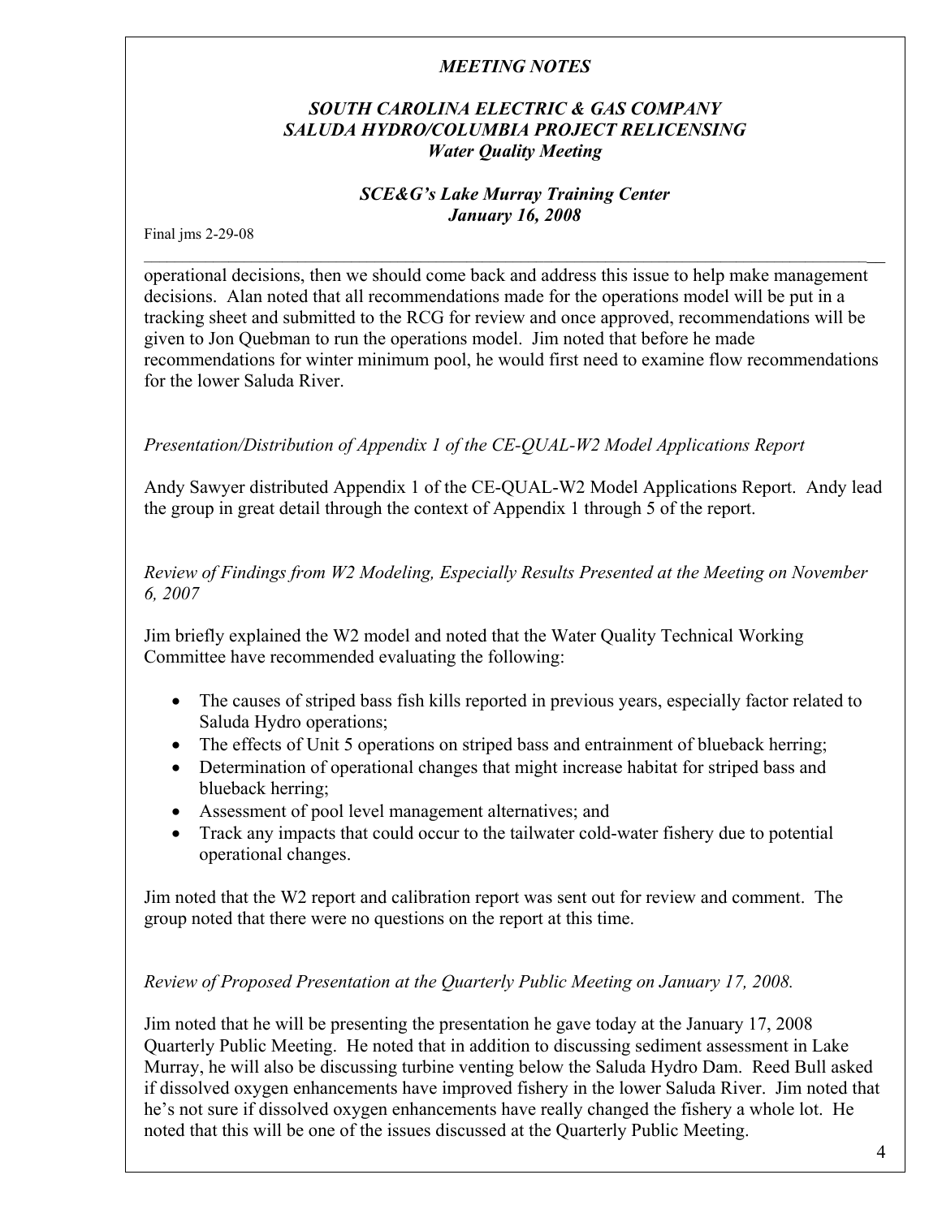operational decisions, then we should come back and address this issue to help make management decisions. Alan noted that all recommendations made for the operations model will be put in a tracking sheet and submitted to the RCG for review and once approved, recommendations will be given to Jon Quebman to run the operations model. Jim noted that before he made recommendations for winter minimum pool, he would first need to examine flow recommendations for the lower Saluda River.

*Presentation/Distribution of Appendix 1 of the CE-QUAL-W2 Model Applications Report*

Andy Sawyer distributed Appendix 1 of the CE-QUAL-W2 Model Applications Report. Andy lead the group in great detail through the context of Appendix 1 through 5 of the report.

*Review of Findings from W2 Modeling, Especially Results Presented at the Meeting on November 6, 2007*

Jim briefly explained the W2 model and noted that the Water Quality Technical Working Committee have recommended evaluating the following:

- The causes of striped bass fish kills reported in previous years, especially factor related to Saluda Hydro operations;
- The effects of Unit 5 operations on striped bass and entrainment of blueback herring;
- Determination of operational changes that might increase habitat for striped bass and blueback herring;
- Assessment of pool level management alternatives; and
- Track any impacts that could occur to the tailwater cold-water fishery due to potential operational changes.

Jim noted that the W2 report and calibration report was sent out for review and comment. The group noted that there were no questions on the report at this time.

*Review of Proposed Presentation at the Quarterly Public Meeting on January 17, 2008.*

Jim noted that he will be presenting the presentation he gave today at the January 17, 2008 Quarterly Public Meeting. He noted that in addition to discussing sediment assessment in Lake Murray, he will also be discussing turbine venting below the Saluda Hydro Dam. Reed Bull asked if dissolved oxygen enhancements have improved fishery in the lower Saluda River. Jim noted that he's not sure if dissolved oxygen enhancements have really changed the fishery a whole lot. He noted that this will be one of the issues discussed at the Quarterly Public Meeting.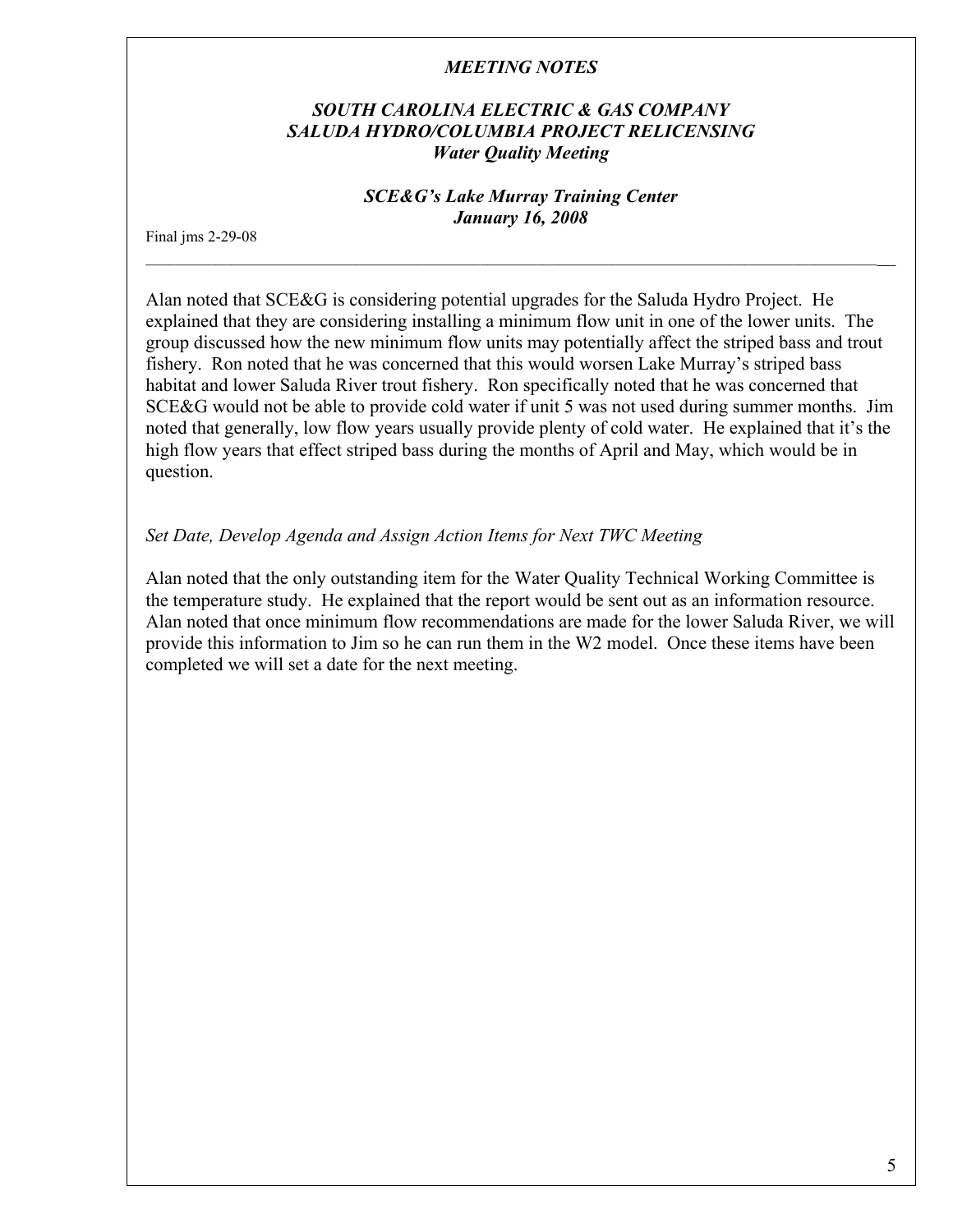*MEETING NOTES*

***SOUTH CAROLINA ELECTRIC & GAS COMPANY***
***SALUDA HYDRO/COLUMBIA PROJECT RELICENSING***
***Water Quality Meeting***

***SCE&G's Lake Murray Training Center***
***January 16, 2008***

Final jms 2-29-08

---

Alan noted that SCE&G is considering potential upgrades for the Saluda Hydro Project. He explained that they are considering installing a minimum flow unit in one of the lower units. The group discussed how the new minimum flow units may potentially affect the striped bass and trout fishery. Ron noted that he was concerned that this would worsen Lake Murray's striped bass habitat and lower Saluda River trout fishery. Ron specifically noted that he was concerned that SCE&G would not be able to provide cold water if unit 5 was not used during summer months. Jim noted that generally, low flow years usually provide plenty of cold water. He explained that it's the high flow years that effect striped bass during the months of April and May, which would be in question.

*Set Date, Develop Agenda and Assign Action Items for Next TWC Meeting*

Alan noted that the only outstanding item for the Water Quality Technical Working Committee is the temperature study. He explained that the report would be sent out as an information resource. Alan noted that once minimum flow recommendations are made for the lower Saluda River, we will provide this information to Jim so he can run them in the W2 model. Once these items have been completed we will set a date for the next meeting.